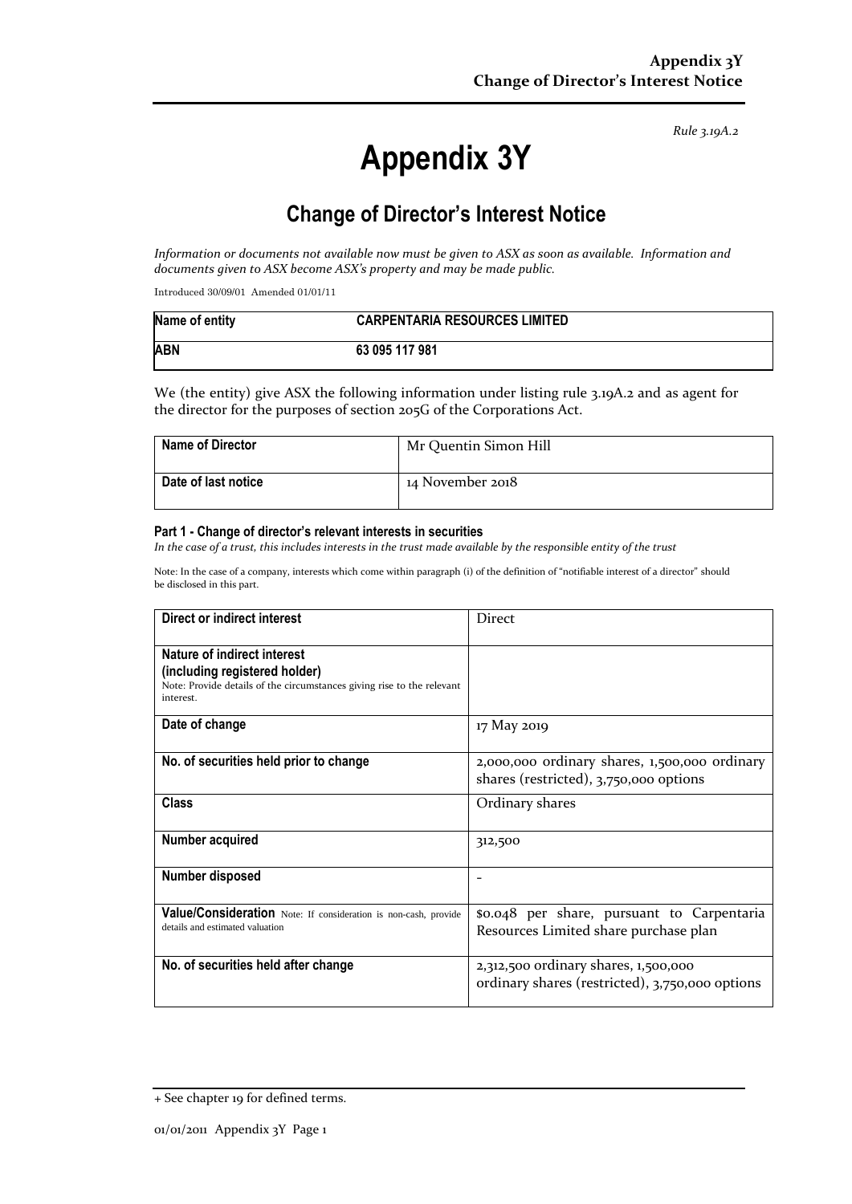*Rule 3.19A.2*

# Appendix 3Y

## Change of Director's Interest Notice

*Information or documents not available now must be given to ASX as soon as available. Information and documents given to ASX become ASX's property and may be made public.*

Introduced 30/09/01 Amended 01/01/11

| **Name of entity** | **CARPENTARIA RESOURCES LIMITED** |
|---|---|
| **ABN** | **63 095 117 981** |

We (the entity) give ASX the following information under listing rule 3.19A.2 and as agent for the director for the purposes of section 205G of the Corporations Act.

| **Name of Director** | Mr Quentin Simon Hill |
|---|---|
| **Date of last notice** | 14 November 2018 |

#### Part 1 - Change of director's relevant interests in securities

*In the case of a trust, this includes interests in the trust made available by the responsible entity of the trust*

Note: In the case of a company, interests which come within paragraph (i) of the definition of "notifiable interest of a director" should be disclosed in this part.

| **Direct or indirect interest** | Direct |
|---|---|
| **Nature of indirect interest (including registered holder)** Note: Provide details of the circumstances giving rise to the relevant interest. | |
| **Date of change** | 17 May 2019 |
| **No. of securities held prior to change** | 2,000,000 ordinary shares, 1,500,000 ordinary shares (restricted), 3,750,000 options |
| **Class** | Ordinary shares |
| **Number acquired** | 312,500 |
| **Number disposed** | - |
| **Value/Consideration** Note: If consideration is non-cash, provide details and estimated valuation | $0.048 per share, pursuant to Carpentaria Resources Limited share purchase plan |
| **No. of securities held after change** | 2,312,500 ordinary shares, 1,500,000 ordinary shares (restricted), 3,750,000 options |

+ See chapter 19 for defined terms.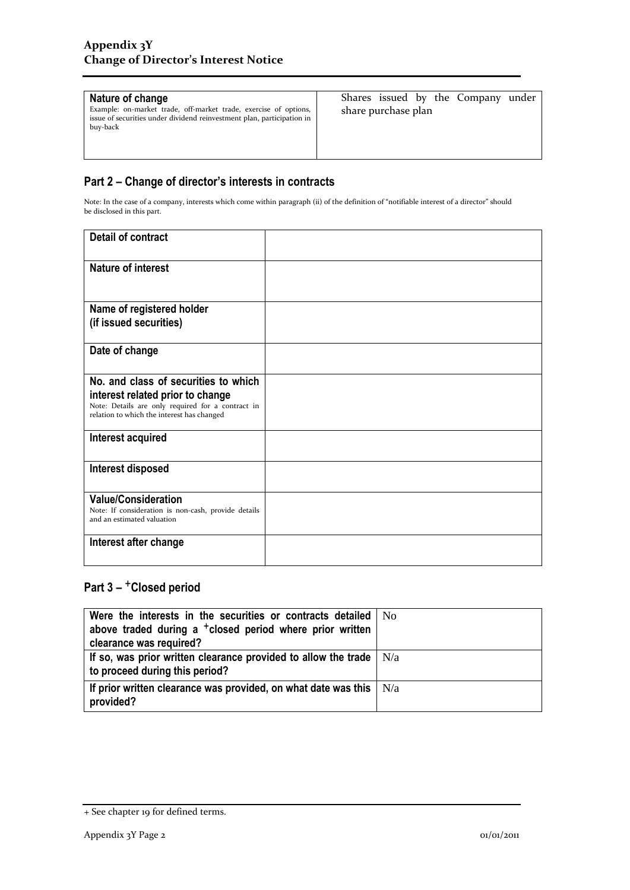| | |
|---|---|
| **Nature of change**<br>Example: on-market trade, off-market trade, exercise of options, issue of securities under dividend reinvestment plan, participation in buy-back | Shares issued by the Company under share purchase plan |

## Part 2 – Change of director's interests in contracts

Note: In the case of a company, interests which come within paragraph (ii) of the definition of "notifiable interest of a director" should be disclosed in this part.

| | |
|---|---|
| **Detail of contract** | |
| **Nature of interest** | |
| **Name of registered holder (if issued securities)** | |
| **Date of change** | |
| **No. and class of securities to which interest related prior to change**<br>Note: Details are only required for a contract in relation to which the interest has changed | |
| **Interest acquired** | |
| **Interest disposed** | |
| **Value/Consideration**<br>Note: If consideration is non-cash, provide details and an estimated valuation | |
| **Interest after change** | |

## Part 3 – +Closed period

| | |
|---|---|
| **Were the interests in the securities or contracts detailed above traded during a +closed period where prior written clearance was required?** | No |
| **If so, was prior written clearance provided to allow the trade to proceed during this period?** | N/a |
| **If prior written clearance was provided, on what date was this provided?** | N/a |

+ See chapter 19 for defined terms.